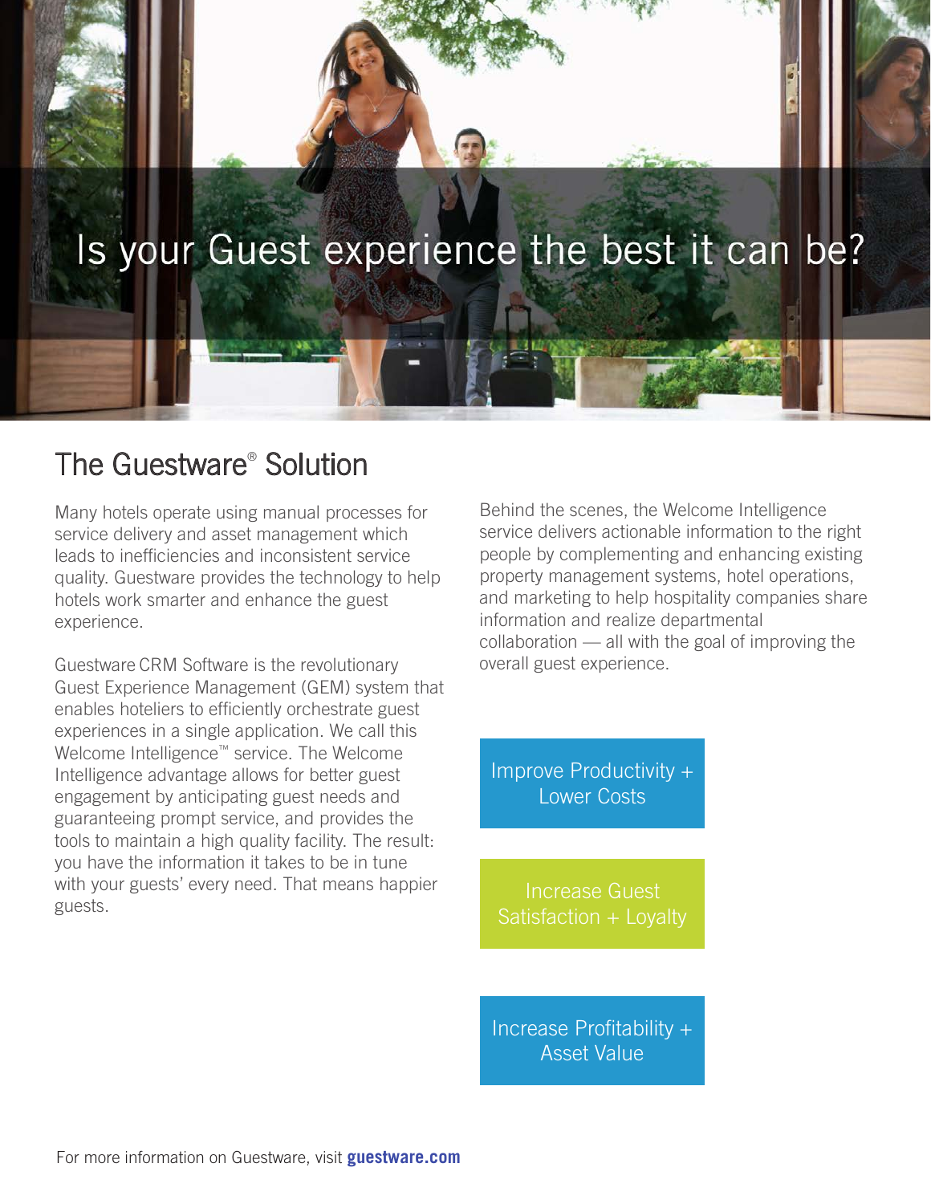# Is your Guest experience the best it can be?

## The Guestware® Solution

Many hotels operate using manual processes for service delivery and asset management which leads to inefficiencies and inconsistent service quality. Guestware provides the technology to help hotels work smarter and enhance the guest experience.

Guestware CRM Software is the revolutionary Guest Experience Management (GEM) system that enables hoteliers to efficiently orchestrate guest experiences in a single application. We call this Welcome Intelligence™ service. The Welcome Intelligence advantage allows for better guest engagement by anticipating guest needs and guaranteeing prompt service, and provides the tools to maintain a high quality facility. The result: you have the information it takes to be in tune with your guests' every need. That means happier guests.

Behind the scenes, the Welcome Intelligence service delivers actionable information to the right people by complementing and enhancing existing property management systems, hotel operations, and marketing to help hospitality companies share information and realize departmental collaboration — all with the goal of improving the overall guest experience.

Improve Productivity + Lower Costs

Increase Guest Satisfaction + Loyalty

Increase Profitability + Asset Value

For more information on Guestware, visit **guestware.com**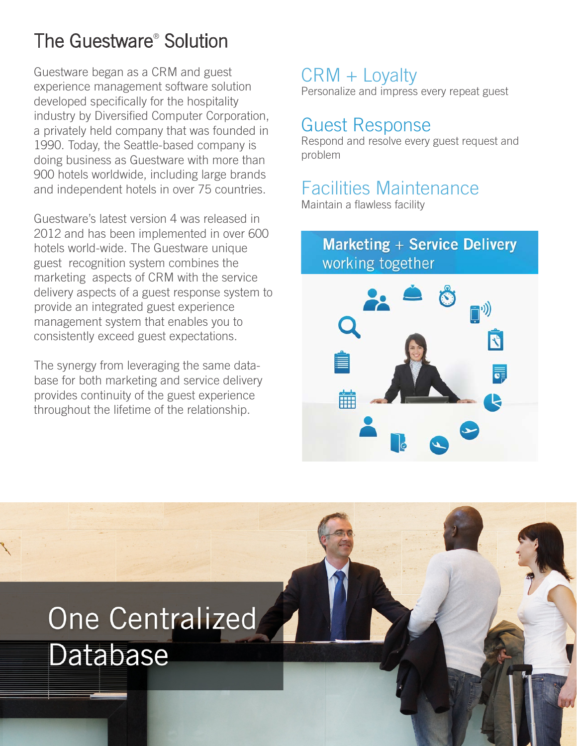# The Guestware® Solution

Guestware began as a CRM and guest experience management software solution developed specifically for the hospitality industry by Diversified Computer Corporation, a privately held company that was founded in 1990. Today, the Seattle-based company is doing business as Guestware with more than 900 hotels worldwide, including large brands and independent hotels in over 75 countries.

Guestware's latest version 4 was released in 2012 and has been implemented in over 600 hotels world-wide. The Guestware unique guest recognition system combines the marketing aspects of CRM with the service delivery aspects of a guest response system to provide an integrated guest experience management system that enables you to consistently exceed guest expectations.

The synergy from leveraging the same database for both marketing and service delivery provides continuity of the guest experience throughout the lifetime of the relationship.

## CRM + Loyalty

Personalize and impress every repeat guest

## Guest Response

Respond and resolve every guest request and problem

## Facilities Maintenance

Maintain a flawless facility

**Marketing + Service Delivery** working together

## One Centralized Database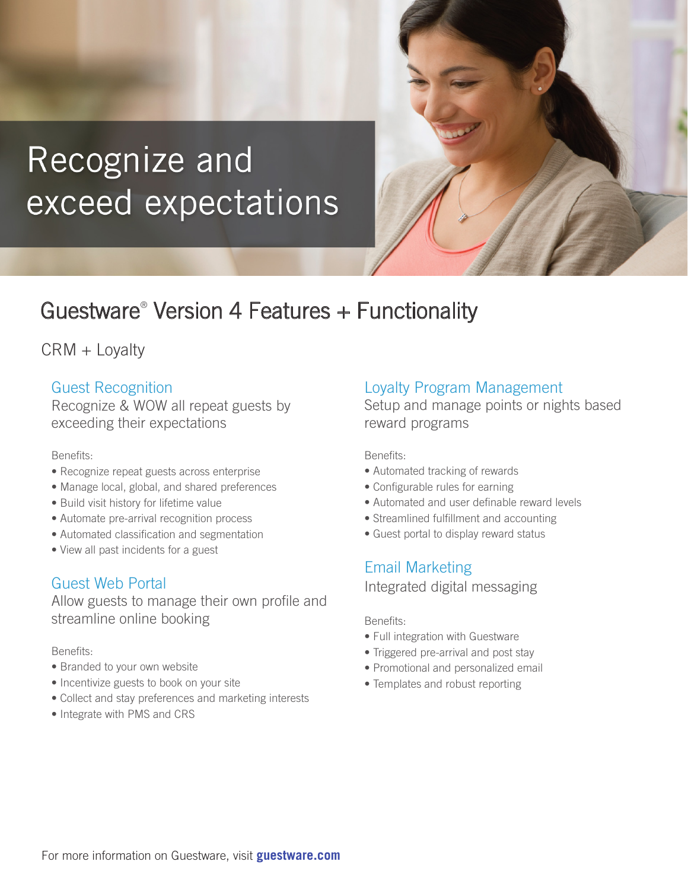# Recognize and exceed expectations

## Guestware® Version 4 Features + Functionality

CRM + Loyalty

### Guest Recognition

Recognize & WOW all repeat guests by exceeding their expectations

Benefits:

- Recognize repeat guests across enterprise
- Manage local, global, and shared preferences
- Build visit history for lifetime value
- Automate pre-arrival recognition process
- Automated classification and segmentation
- View all past incidents for a guest

### Guest Web Portal

Allow guests to manage their own profile and streamline online booking

Benefits:

- Branded to your own website
- Incentivize guests to book on your site
- Collect and stay preferences and marketing interests
- Integrate with PMS and CRS

### Loyalty Program Management

Setup and manage points or nights based reward programs

Benefits:

- Automated tracking of rewards
- Configurable rules for earning
- Automated and user definable reward levels
- Streamlined fulfillment and accounting
- Guest portal to display reward status

### Email Marketing

Integrated digital messaging

Benefits:

- Full integration with Guestware
- Triggered pre-arrival and post stay
- Promotional and personalized email
- Templates and robust reporting

For more information on Guestware, visit **guestware.com**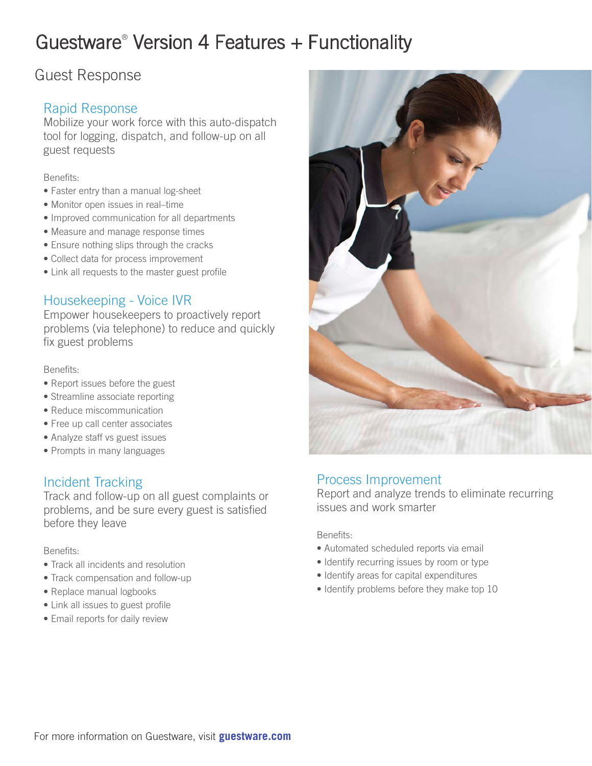# Guestware® Version 4 Features + Functionality

## Guest Response

### Rapid Response

Mobilize your work force with this auto-dispatch tool for logging, dispatch, and follow-up on all guest requests

Benefits:

- Faster entry than a manual log-sheet
- Monitor open issues in real–time
- Improved communication for all departments
- Measure and manage response times
- Ensure nothing slips through the cracks
- Collect data for process improvement
- Link all requests to the master guest profile

### Housekeeping - Voice IVR

Empower housekeepers to proactively report problems (via telephone) to reduce and quickly fix guest problems

Benefits:

- Report issues before the guest
- Streamline associate reporting
- Reduce miscommunication
- Free up call center associates
- Analyze staff vs guest issues
- Prompts in many languages

### Incident Tracking

Track and follow-up on all guest complaints or problems, and be sure every guest is satisfied before they leave

Benefits:

- Track all incidents and resolution
- Track compensation and follow-up
- Replace manual logbooks
- Link all issues to guest profile
- Email reports for daily review

### Process Improvement

Report and analyze trends to eliminate recurring issues and work smarter

Benefits:

- Automated scheduled reports via email
- Identify recurring issues by room or type
- Identify areas for capital expenditures
- Identify problems before they make top 10

For more information on Guestware, visit **guestware.com**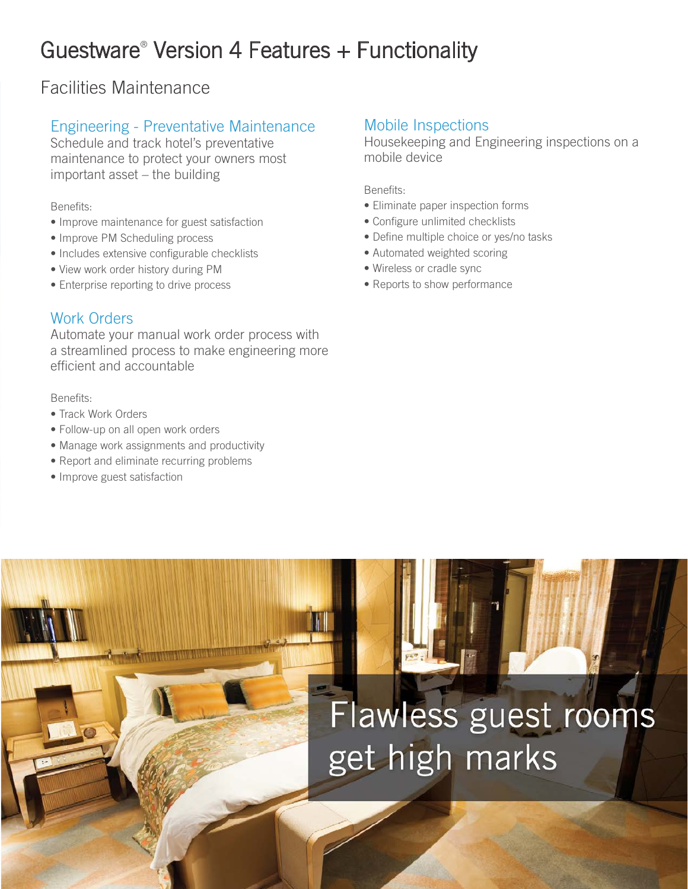# Guestware® Version 4 Features + Functionality

## Facilities Maintenance

### Engineering - Preventative Maintenance

Schedule and track hotel's preventative maintenance to protect your owners most important asset – the building

Benefits:

- Improve maintenance for guest satisfaction
- Improve PM Scheduling process
- Includes extensive configurable checklists
- View work order history during PM
- Enterprise reporting to drive process

### Work Orders

Automate your manual work order process with a streamlined process to make engineering more efficient and accountable

Benefits:

- Track Work Orders
- Follow-up on all open work orders
- Manage work assignments and productivity
- Report and eliminate recurring problems
- Improve guest satisfaction

### Mobile Inspections

Housekeeping and Engineering inspections on a mobile device

Benefits:

- Eliminate paper inspection forms
- Configure unlimited checklists
- Define multiple choice or yes/no tasks
- Automated weighted scoring
- Wireless or cradle sync
- Reports to show performance

Flawless guest rooms get high marks